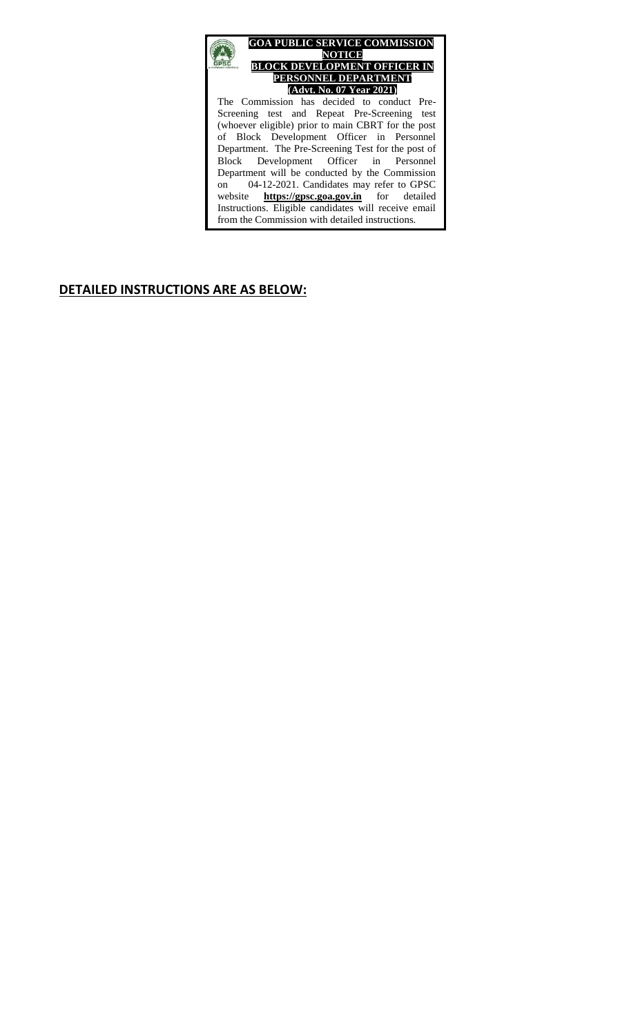**GOA PUBLIC SERVICE COMMISSION**

**NOTICE**

**BLOCK DEVELOPMENT OFFICER IN PERSONNEL DEPARTMENT**

**(Advt. No. 07 Year 2021)**

The Commission has decided to conduct Pre-Screening test and Repeat Pre-Screening test (whoever eligible) prior to main CBRT for the post of Block Development Officer in Personnel Department. The Pre-Screening Test for the post of Block Development Officer in Personnel Department will be conducted by the Commission on 04-12-2021. Candidates may refer to GPSC website **https://gpsc.goa.gov.in** for detailed Instructions. Eligible candidates will receive email from the Commission with detailed instructions.

## DETAILED INSTRUCTIONS ARE AS BELOW: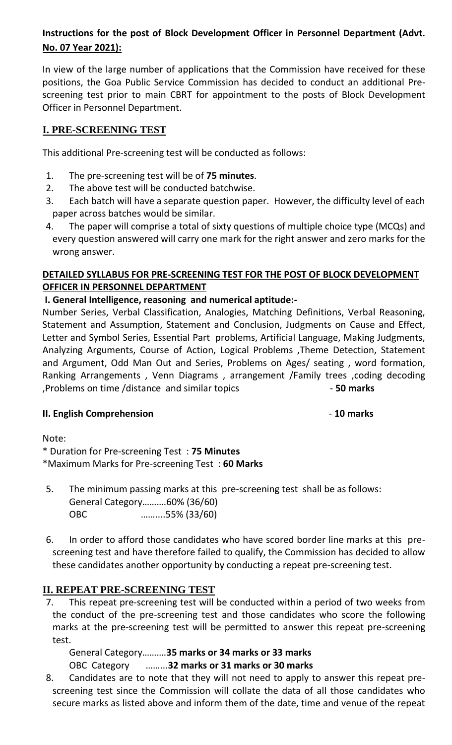**Instructions for the post of Block Development Officer in Personnel Department (Advt. No. 07 Year 2021):**

In view of the large number of applications that the Commission have received for these positions, the Goa Public Service Commission has decided to conduct an additional Pre-screening test prior to main CBRT for appointment to the posts of Block Development Officer in Personnel Department.

## I. PRE-SCREENING TEST

This additional Pre-screening test will be conducted as follows:

1. The pre-screening test will be of **75 minutes**.
2. The above test will be conducted batchwise.
3. Each batch will have a separate question paper. However, the difficulty level of each paper across batches would be similar.
4. The paper will comprise a total of sixty questions of multiple choice type (MCQs) and every question answered will carry one mark for the right answer and zero marks for the wrong answer.

**DETAILED SYLLABUS FOR PRE-SCREENING TEST FOR THE POST OF BLOCK DEVELOPMENT OFFICER IN PERSONNEL DEPARTMENT**

**I. General Intelligence, reasoning and numerical aptitude:-**

Number Series, Verbal Classification, Analogies, Matching Definitions, Verbal Reasoning, Statement and Assumption, Statement and Conclusion, Judgments on Cause and Effect, Letter and Symbol Series, Essential Part problems, Artificial Language, Making Judgments, Analyzing Arguments, Course of Action, Logical Problems ,Theme Detection, Statement and Argument, Odd Man Out and Series, Problems on Ages/ seating , word formation, Ranking Arrangements , Venn Diagrams , arrangement /Family trees ,coding decoding ,Problems on time /distance and similar topics - **50 marks**

**II. English Comprehension** - **10 marks**

Note:

* Duration for Pre-screening Test : **75 Minutes**
*Maximum Marks for Pre-screening Test : **60 Marks**

5. The minimum passing marks at this pre-screening test shall be as follows:
   General Category……….60% (36/60)
   OBC ……...55% (33/60)

6. In order to afford those candidates who have scored border line marks at this pre-screening test and have therefore failed to qualify, the Commission has decided to allow these candidates another opportunity by conducting a repeat pre-screening test.

## II. REPEAT PRE-SCREENING TEST

7. This repeat pre-screening test will be conducted within a period of two weeks from the conduct of the pre-screening test and those candidates who score the following marks at the pre-screening test will be permitted to answer this repeat pre-screening test.
   General Category……….**35 marks or 34 marks or 33 marks**
   OBC Category ……...**32 marks or 31 marks or 30 marks**

8. Candidates are to note that they will not need to apply to answer this repeat pre-screening test since the Commission will collate the data of all those candidates who secure marks as listed above and inform them of the date, time and venue of the repeat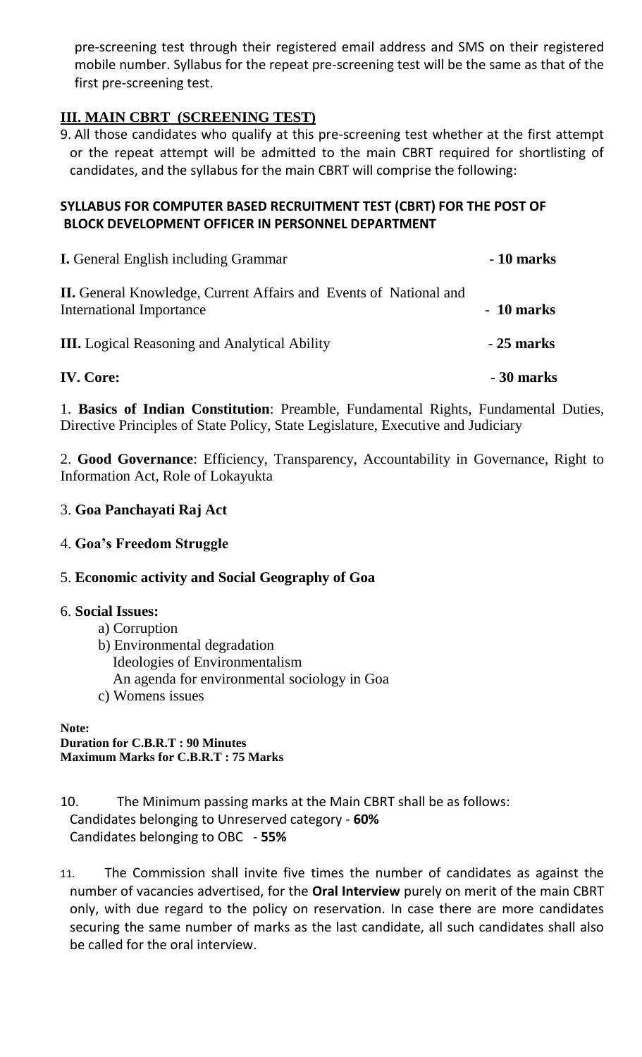pre-screening test through their registered email address and SMS on their registered mobile number. Syllabus for the repeat pre-screening test will be the same as that of the first pre-screening test.

## III. MAIN CBRT (SCREENING TEST)

9. All those candidates who qualify at this pre-screening test whether at the first attempt or the repeat attempt will be admitted to the main CBRT required for shortlisting of candidates, and the syllabus for the main CBRT will comprise the following:

### SYLLABUS FOR COMPUTER BASED RECRUITMENT TEST (CBRT) FOR THE POST OF BLOCK DEVELOPMENT OFFICER IN PERSONNEL DEPARTMENT

| | |
|---|---|
| **I.** General English including Grammar | - **10 marks** |
| **II.** General Knowledge, Current Affairs and Events of National and International Importance | - **10 marks** |
| **III.** Logical Reasoning and Analytical Ability | - **25 marks** |
| **IV. Core:** | - **30 marks** |

1. **Basics of Indian Constitution**: Preamble, Fundamental Rights, Fundamental Duties, Directive Principles of State Policy, State Legislature, Executive and Judiciary

2. **Good Governance**: Efficiency, Transparency, Accountability in Governance, Right to Information Act, Role of Lokayukta

3. **Goa Panchayati Raj Act**

4. **Goa's Freedom Struggle**

5. **Economic activity and Social Geography of Goa**

6. **Social Issues:**
   - a) Corruption
   - b) Environmental degradation
     Ideologies of Environmentalism
     An agenda for environmental sociology in Goa
   - c) Womens issues

**Note:**
**Duration for C.B.R.T : 90 Minutes**
**Maximum Marks for C.B.R.T : 75 Marks**

10. The Minimum passing marks at the Main CBRT shall be as follows:
Candidates belonging to Unreserved category - **60%**
Candidates belonging to OBC - **55%**

11. The Commission shall invite five times the number of candidates as against the number of vacancies advertised, for the **Oral Interview** purely on merit of the main CBRT only, with due regard to the policy on reservation. In case there are more candidates securing the same number of marks as the last candidate, all such candidates shall also be called for the oral interview.